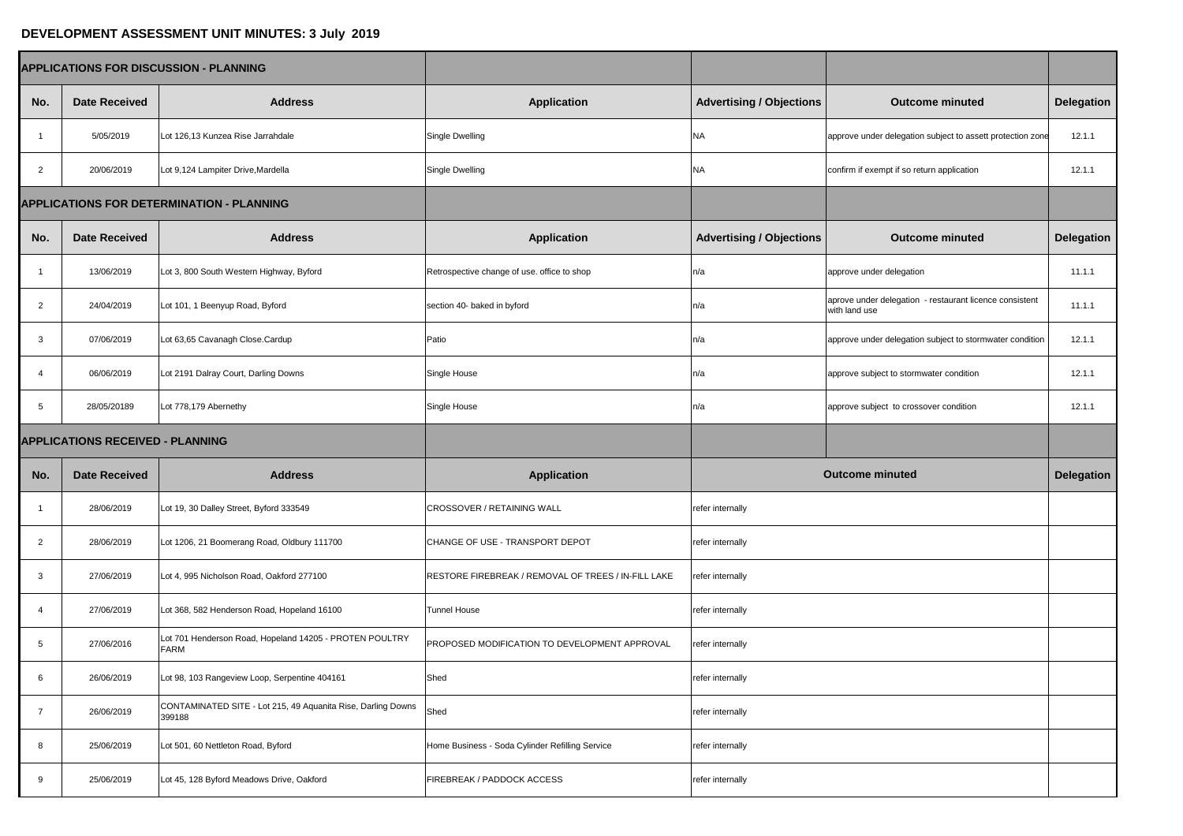# DEVELOPMENT ASSESSMENT UNIT MINUTES: 3 July 2019

| APPLICATIONS FOR DISCUSSION - PLANNING | | | | | | |
|---|---|---|---|---|---|---|
| **No.** | **Date Received** | **Address** | **Application** | **Advertising / Objections** | **Outcome minuted** | **Delegation** |
| 1 | 5/05/2019 | Lot 126,13 Kunzea Rise Jarrahdale | Single Dwelling | NA | approve under delegation subject to assett protection zone | 12.1.1 |
| 2 | 20/06/2019 | Lot 9,124 Lampiter Drive,Mardella | Single Dwelling | NA | confirm if exempt if so return application | 12.1.1 |
| **APPLICATIONS FOR DETERMINATION - PLANNING** | | | | | | |
| **No.** | **Date Received** | **Address** | **Application** | **Advertising / Objections** | **Outcome minuted** | **Delegation** |
| 1 | 13/06/2019 | Lot 3, 800 South Western Highway, Byford | Retrospective change of use. office to shop | n/a | approve under delegation | 11.1.1 |
| 2 | 24/04/2019 | Lot 101, 1 Beenyup Road, Byford | section 40- baked in byford | n/a | aprove under delegation - restaurant licence consistent with land use | 11.1.1 |
| 3 | 07/06/2019 | Lot 63,65 Cavanagh Close.Cardup | Patio | n/a | approve under delegation subject to stormwater condition | 12.1.1 |
| 4 | 06/06/2019 | Lot 2191 Dalray Court, Darling Downs | Single House | n/a | approve subject to stormwater condition | 12.1.1 |
| 5 | 28/05/20189 | Lot 778,179 Abernethy | Single House | n/a | approve subject to crossover condition | 12.1.1 |
| **APPLICATIONS RECEIVED - PLANNING** | | | | | | |
| **No.** | **Date Received** | **Address** | **Application** | **Outcome minuted** | | **Delegation** |
| 1 | 28/06/2019 | Lot 19, 30 Dalley Street, Byford 333549 | CROSSOVER / RETAINING WALL | refer internally | | |
| 2 | 28/06/2019 | Lot 1206, 21 Boomerang Road, Oldbury 111700 | CHANGE OF USE - TRANSPORT DEPOT | refer internally | | |
| 3 | 27/06/2019 | Lot 4, 995 Nicholson Road, Oakford 277100 | RESTORE FIREBREAK / REMOVAL OF TREES / IN-FILL LAKE | refer internally | | |
| 4 | 27/06/2019 | Lot 368, 582 Henderson Road, Hopeland 16100 | Tunnel House | refer internally | | |
| 5 | 27/06/2016 | Lot 701 Henderson Road, Hopeland 14205 - PROTEN POULTRY FARM | PROPOSED MODIFICATION TO DEVELOPMENT APPROVAL | refer internally | | |
| 6 | 26/06/2019 | Lot 98, 103 Rangeview Loop, Serpentine 404161 | Shed | refer internally | | |
| 7 | 26/06/2019 | CONTAMINATED SITE - Lot 215, 49 Aquanita Rise, Darling Downs 399188 | Shed | refer internally | | |
| 8 | 25/06/2019 | Lot 501, 60 Nettleton Road, Byford | Home Business - Soda Cylinder Refilling Service | refer internally | | |
| 9 | 25/06/2019 | Lot 45, 128 Byford Meadows Drive, Oakford | FIREBREAK / PADDOCK ACCESS | refer internally | | |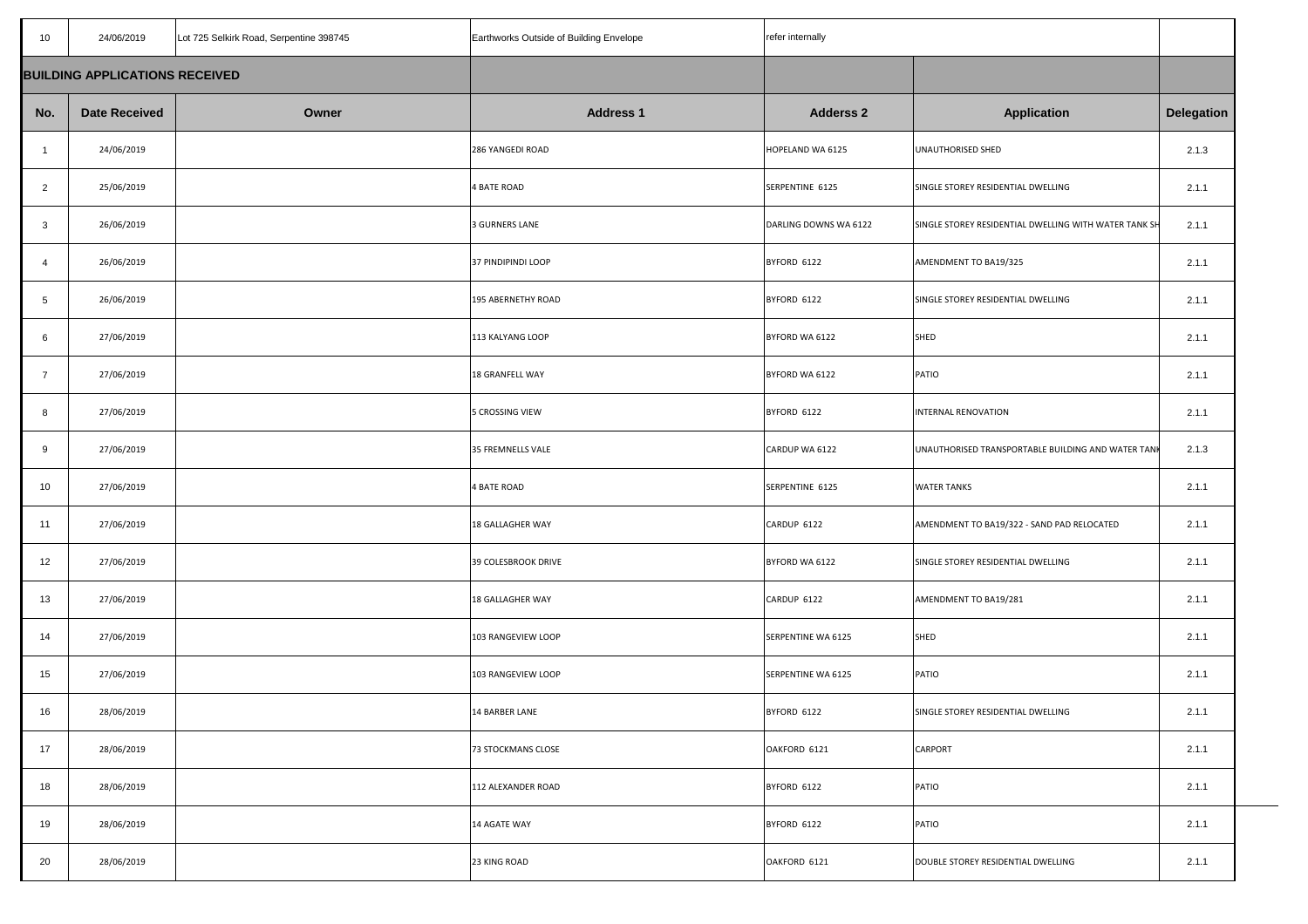| 10 | 24/06/2019 | Lot 725 Selkirk Road, Serpentine 398745 | Earthworks Outside of Building Envelope | refer internally | | |
|---|---|---|---|---|---|---|

## BUILDING APPLICATIONS RECEIVED

| No. | Date Received | Owner | Address 1 | Adderss 2 | Application | Delegation |
|---|---|---|---|---|---|---|
| 1 | 24/06/2019 | | 286 YANGEDI ROAD | HOPELAND WA 6125 | UNAUTHORISED SHED | 2.1.3 |
| 2 | 25/06/2019 | | 4 BATE ROAD | SERPENTINE 6125 | SINGLE STOREY RESIDENTIAL DWELLING | 2.1.1 |
| 3 | 26/06/2019 | | 3 GURNERS LANE | DARLING DOWNS WA 6122 | SINGLE STOREY RESIDENTIAL DWELLING WITH WATER TANK SH | 2.1.1 |
| 4 | 26/06/2019 | | 37 PINDIPINDI LOOP | BYFORD 6122 | AMENDMENT TO BA19/325 | 2.1.1 |
| 5 | 26/06/2019 | | 195 ABERNETHY ROAD | BYFORD 6122 | SINGLE STOREY RESIDENTIAL DWELLING | 2.1.1 |
| 6 | 27/06/2019 | | 113 KALYANG LOOP | BYFORD WA 6122 | SHED | 2.1.1 |
| 7 | 27/06/2019 | | 18 GRANFELL WAY | BYFORD WA 6122 | PATIO | 2.1.1 |
| 8 | 27/06/2019 | | 5 CROSSING VIEW | BYFORD 6122 | INTERNAL RENOVATION | 2.1.1 |
| 9 | 27/06/2019 | | 35 FREMNELLS VALE | CARDUP WA 6122 | UNAUTHORISED TRANSPORTABLE BUILDING AND WATER TANK | 2.1.3 |
| 10 | 27/06/2019 | | 4 BATE ROAD | SERPENTINE 6125 | WATER TANKS | 2.1.1 |
| 11 | 27/06/2019 | | 18 GALLAGHER WAY | CARDUP 6122 | AMENDMENT TO BA19/322 - SAND PAD RELOCATED | 2.1.1 |
| 12 | 27/06/2019 | | 39 COLESBROOK DRIVE | BYFORD WA 6122 | SINGLE STOREY RESIDENTIAL DWELLING | 2.1.1 |
| 13 | 27/06/2019 | | 18 GALLAGHER WAY | CARDUP 6122 | AMENDMENT TO BA19/281 | 2.1.1 |
| 14 | 27/06/2019 | | 103 RANGEVIEW LOOP | SERPENTINE WA 6125 | SHED | 2.1.1 |
| 15 | 27/06/2019 | | 103 RANGEVIEW LOOP | SERPENTINE WA 6125 | PATIO | 2.1.1 |
| 16 | 28/06/2019 | | 14 BARBER LANE | BYFORD 6122 | SINGLE STOREY RESIDENTIAL DWELLING | 2.1.1 |
| 17 | 28/06/2019 | | 73 STOCKMANS CLOSE | OAKFORD 6121 | CARPORT | 2.1.1 |
| 18 | 28/06/2019 | | 112 ALEXANDER ROAD | BYFORD 6122 | PATIO | 2.1.1 |
| 19 | 28/06/2019 | | 14 AGATE WAY | BYFORD 6122 | PATIO | 2.1.1 |
| 20 | 28/06/2019 | | 23 KING ROAD | OAKFORD 6121 | DOUBLE STOREY RESIDENTIAL DWELLING | 2.1.1 |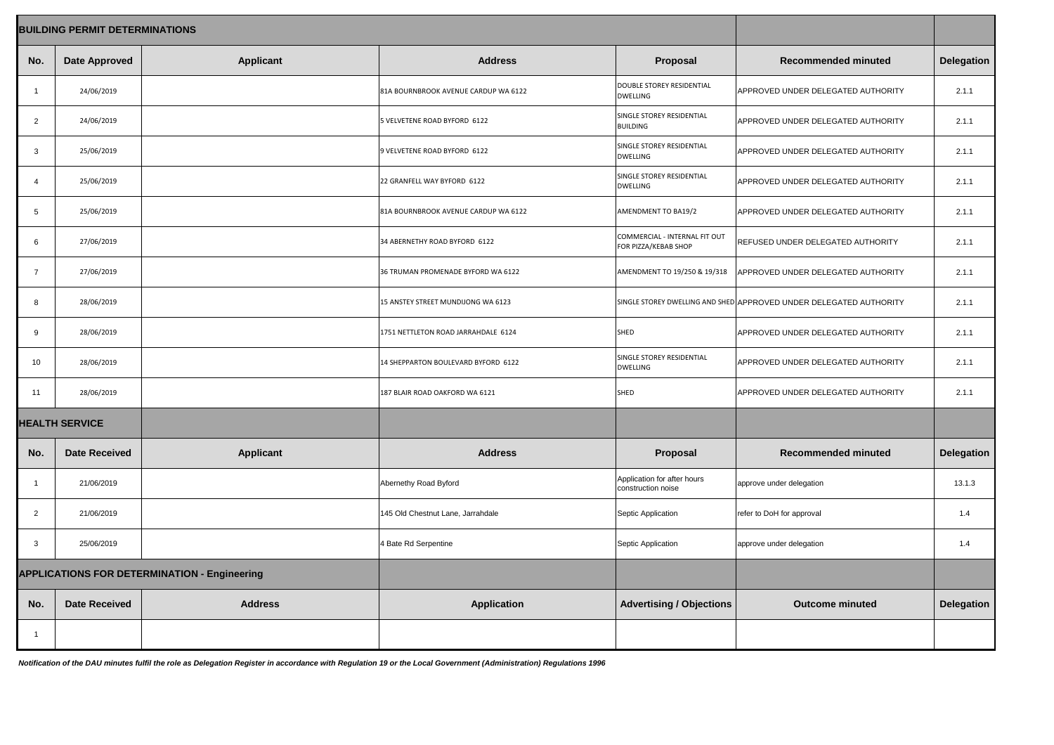## BUILDING PERMIT DETERMINATIONS

| No. | Date Approved | Applicant | Address | Proposal | Recommended minuted | Delegation |
|---|---|---|---|---|---|---|
| 1 | 24/06/2019 | | 81A BOURNBROOK AVENUE CARDUP WA 6122 | DOUBLE STOREY RESIDENTIAL DWELLING | APPROVED UNDER DELEGATED AUTHORITY | 2.1.1 |
| 2 | 24/06/2019 | | 5 VELVETENE ROAD BYFORD 6122 | SINGLE STOREY RESIDENTIAL BUILDING | APPROVED UNDER DELEGATED AUTHORITY | 2.1.1 |
| 3 | 25/06/2019 | | 9 VELVETENE ROAD BYFORD 6122 | SINGLE STOREY RESIDENTIAL DWELLING | APPROVED UNDER DELEGATED AUTHORITY | 2.1.1 |
| 4 | 25/06/2019 | | 22 GRANFELL WAY BYFORD 6122 | SINGLE STOREY RESIDENTIAL DWELLING | APPROVED UNDER DELEGATED AUTHORITY | 2.1.1 |
| 5 | 25/06/2019 | | 81A BOURNBROOK AVENUE CARDUP WA 6122 | AMENDMENT TO BA19/2 | APPROVED UNDER DELEGATED AUTHORITY | 2.1.1 |
| 6 | 27/06/2019 | | 34 ABERNETHY ROAD BYFORD 6122 | COMMERCIAL - INTERNAL FIT OUT FOR PIZZA/KEBAB SHOP | REFUSED UNDER DELEGATED AUTHORITY | 2.1.1 |
| 7 | 27/06/2019 | | 36 TRUMAN PROMENADE BYFORD WA 6122 | AMENDMENT TO 19/250 & 19/318 | APPROVED UNDER DELEGATED AUTHORITY | 2.1.1 |
| 8 | 28/06/2019 | | 15 ANSTEY STREET MUNDIJONG WA 6123 | SINGLE STOREY DWELLING AND SHED | APPROVED UNDER DELEGATED AUTHORITY | 2.1.1 |
| 9 | 28/06/2019 | | 1751 NETTLETON ROAD JARRAHDALE 6124 | SHED | APPROVED UNDER DELEGATED AUTHORITY | 2.1.1 |
| 10 | 28/06/2019 | | 14 SHEPPARTON BOULEVARD BYFORD 6122 | SINGLE STOREY RESIDENTIAL DWELLING | APPROVED UNDER DELEGATED AUTHORITY | 2.1.1 |
| 11 | 28/06/2019 | | 187 BLAIR ROAD OAKFORD WA 6121 | SHED | APPROVED UNDER DELEGATED AUTHORITY | 2.1.1 |

## HEALTH SERVICE

| No. | Date Received | Applicant | Address | Proposal | Recommended minuted | Delegation |
|---|---|---|---|---|---|---|
| 1 | 21/06/2019 | | Abernethy Road Byford | Application for after hours construction noise | approve under delegation | 13.1.3 |
| 2 | 21/06/2019 | | 145 Old Chestnut Lane, Jarrahdale | Septic Application | refer to DoH for approval | 1.4 |
| 3 | 25/06/2019 | | 4 Bate Rd Serpentine | Septic Application | approve under delegation | 1.4 |

## APPLICATIONS FOR DETERMINATION - Engineering

| No. | Date Received | Address | Application | Advertising / Objections | Outcome minuted | Delegation |
|---|---|---|---|---|---|---|
| 1 | | | | | | |

***Notification of the DAU minutes fulfil the role as Delegation Register in accordance with Regulation 19 or the Local Government (Administration) Regulations 1996***